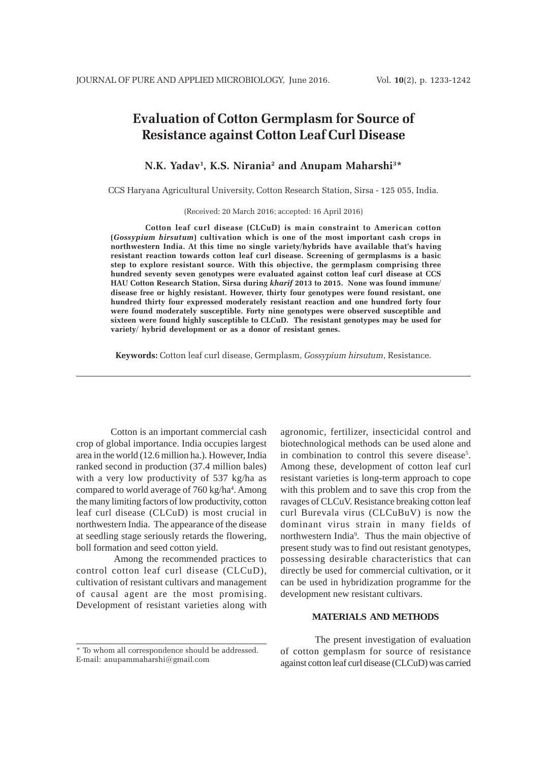# Evaluation of Cotton Germplasm for Source of Resistance against Cotton Leaf Curl Disease

**N.K. Yadav[1], K.S. Nirania[2] and Anupam Maharshi[3]***

CCS Haryana Agricultural University, Cotton Research Station, Sirsa - 125 055, India.

(Received: 20 March 2016; accepted: 16 April 2016)

**Cotton leaf curl disease (CLCuD) is main constraint to American cotton (*Gossypium hirsutum*) cultivation which is one of the most important cash crops in northwestern India. At this time no single variety/hybrids have available that's having resistant reaction towards cotton leaf curl disease. Screening of germplasms is a basic step to explore resistant source. With this objective, the germplasm comprising three hundred seventy seven genotypes were evaluated against cotton leaf curl disease at CCS HAU Cotton Research Station, Sirsa during *kharif* 2013 to 2015. None was found immune/ disease free or highly resistant. However, thirty four genotypes were found resistant, one hundred thirty four expressed moderately resistant reaction and one hundred forty four were found moderately susceptible. Forty nine genotypes were observed susceptible and sixteen were found highly susceptible to CLCuD. The resistant genotypes may be used for variety/ hybrid development or as a donor of resistant genes.**

**Keywords:** Cotton leaf curl disease, Germplasm, *Gossypium hirsutum*, Resistance.

---

Cotton is an important commercial cash crop of global importance. India occupies largest area in the world (12.6 million ha.). However, India ranked second in production (37.4 million bales) with a very low productivity of 537 kg/ha as compared to world average of 760 kg/ha[4]. Among the many limiting factors of low productivity, cotton leaf curl disease (CLCuD) is most crucial in northwestern India. The appearance of the disease at seedling stage seriously retards the flowering, boll formation and seed cotton yield.

Among the recommended practices to control cotton leaf curl disease (CLCuD), cultivation of resistant cultivars and management of causal agent are the most promising. Development of resistant varieties along with agronomic, fertilizer, insecticidal control and biotechnological methods can be used alone and in combination to control this severe disease[5]. Among these, development of cotton leaf curl resistant varieties is long-term approach to cope with this problem and to save this crop from the ravages of CLCuV. Resistance breaking cotton leaf curl Burevala virus (CLCuBuV) is now the dominant virus strain in many fields of northwestern India[9]. Thus the main objective of present study was to find out resistant genotypes, possessing desirable characteristics that can directly be used for commercial cultivation, or it can be used in hybridization programme for the development new resistant cultivars.

## MATERIALS AND METHODS

The present investigation of evaluation of cotton gemplasm for source of resistance against cotton leaf curl disease (CLCuD) was carried

---

\* To whom all correspondence should be addressed.
E-mail: anupammaharshi@gmail.com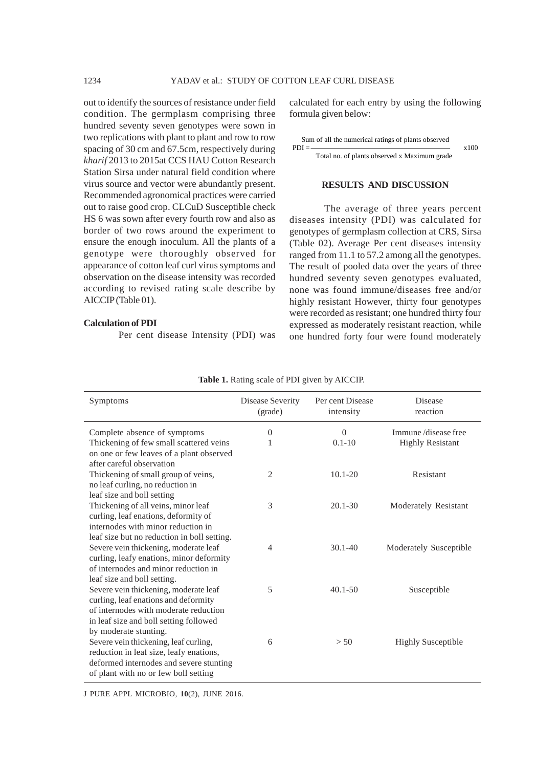out to identify the sources of resistance under field condition. The germplasm comprising three hundred seventy seven genotypes were sown in two replications with plant to plant and row to row spacing of 30 cm and 67.5cm, respectively during *kharif* 2013 to 2015at CCS HAU Cotton Research Station Sirsa under natural field condition where virus source and vector were abundantly present. Recommended agronomical practices were carried out to raise good crop. CLCuD Susceptible check HS 6 was sown after every fourth row and also as border of two rows around the experiment to ensure the enough inoculum. All the plants of a genotype were thoroughly observed for appearance of cotton leaf curl virus symptoms and observation on the disease intensity was recorded according to revised rating scale describe by AICCIP (Table 01).

### Calculation of PDI

Per cent disease Intensity (PDI) was calculated for each entry by using the following formula given below:

$$PDI = \frac{\text{Sum of all the numerical ratings of plants observed}}{\text{Total no. of plants observed x Maximum grade}} \times 100$$

## RESULTS AND DISCUSSION

The average of three years percent diseases intensity (PDI) was calculated for genotypes of germplasm collection at CRS, Sirsa (Table 02). Average Per cent diseases intensity ranged from 11.1 to 57.2 among all the genotypes. The result of pooled data over the years of three hundred seventy seven genotypes evaluated, none was found immune/diseases free and/or highly resistant However, thirty four genotypes were recorded as resistant; one hundred thirty four expressed as moderately resistant reaction, while one hundred forty four were found moderately

**Table 1.** Rating scale of PDI given by AICCIP.

| Symptoms | Disease Severity (grade) | Per cent Disease intensity | Disease reaction |
|---|---|---|---|
| Complete absence of symptoms | 0 | 0 | Immune /disease free |
| Thickening of few small scattered veins on one or few leaves of a plant observed after careful observation | 1 | 0.1-10 | Highly Resistant |
| Thickening of small group of veins, no leaf curling, no reduction in leaf size and boll setting | 2 | 10.1-20 | Resistant |
| Thickening of all veins, minor leaf curling, leaf enations, deformity of internodes with minor reduction in leaf size but no reduction in boll setting. | 3 | 20.1-30 | Moderately Resistant |
| Severe vein thickening, moderate leaf curling, leafy enations, minor deformity of internodes and minor reduction in leaf size and boll setting. | 4 | 30.1-40 | Moderately Susceptible |
| Severe vein thickening, moderate leaf curling, leaf enations and deformity of internodes with moderate reduction in leaf size and boll setting followed by moderate stunting. | 5 | 40.1-50 | Susceptible |
| Severe vein thickening, leaf curling, reduction in leaf size, leafy enations, deformed internodes and severe stunting of plant with no or few boll setting | 6 | > 50 | Highly Susceptible |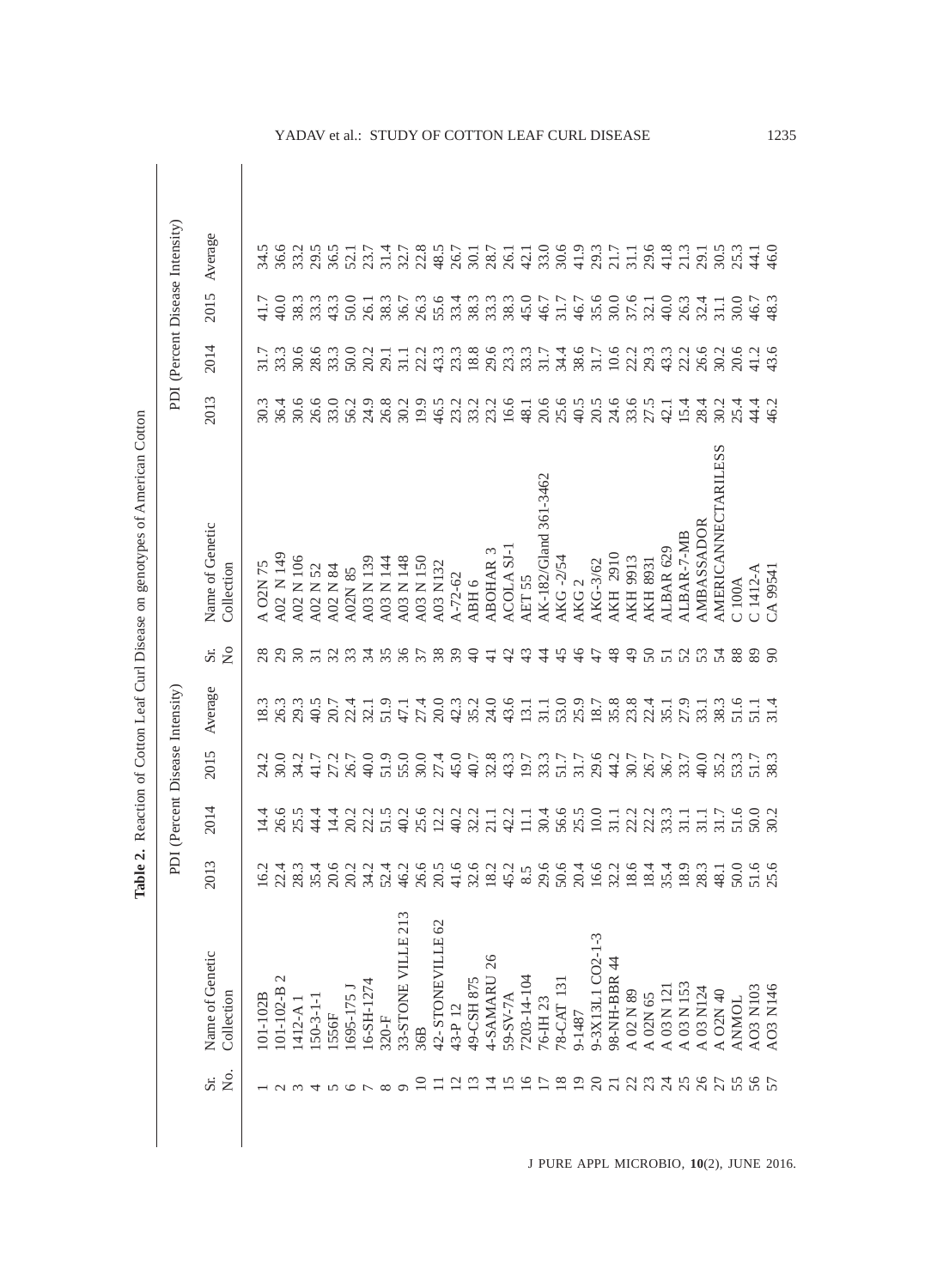**Table 2.** Reaction of Cotton Leaf Curl Disease on genotypes of American Cotton

| Sr. No. | Name of Genetic Collection | PDI (Percent Disease Intensity) | | | | Sr. No | Name of Genetic Collection | PDI (Percent Disease Intensity) | | | |
|---|---|---|---|---|---|---|---|---|---|---|---|
| | | 2013 | 2014 | 2015 | Average | | | 2013 | 2014 | 2015 | Average |
| 1 | 101-102B | 16.2 | 14.4 | 24.2 | 18.3 | 28 | A O2N 75 | 30.3 | 31.7 | 41.7 | 34.5 |
| 2 | 101-102-B 2 | 22.4 | 26.6 | 30.0 | 26.3 | 29 | A02 N 149 | 36.4 | 33.3 | 40.0 | 36.6 |
| 3 | 1412-A 1 | 28.3 | 25.5 | 34.2 | 29.3 | 30 | A02 N 106 | 30.6 | 30.6 | 38.3 | 33.2 |
| 4 | 150-3-1-1 | 35.4 | 44.4 | 41.7 | 40.5 | 31 | A02 N 52 | 26.6 | 28.6 | 33.3 | 29.5 |
| 5 | 1556F | 20.6 | 14.4 | 27.2 | 20.7 | 32 | A02 N 84 | 33.0 | 33.3 | 43.3 | 36.5 |
| 6 | 1695-175 J | 20.2 | 20.2 | 26.7 | 22.4 | 33 | A02N 85 | 56.2 | 50.0 | 50.0 | 52.1 |
| 7 | 16-SH-1274 | 34.2 | 22.2 | 40.0 | 32.1 | 34 | A03 N 139 | 24.9 | 20.2 | 26.1 | 23.7 |
| 8 | 320-F | 52.4 | 51.5 | 51.9 | 51.9 | 35 | A03 N 144 | 26.8 | 29.1 | 38.3 | 31.4 |
| 9 | 33-STONE VILLE 213 | 46.2 | 40.2 | 55.0 | 47.1 | 36 | A03 N 148 | 30.2 | 31.1 | 36.7 | 32.7 |
| 10 | 36B | 26.6 | 25.6 | 30.0 | 27.4 | 37 | A03 N 150 | 19.9 | 22.2 | 26.3 | 22.8 |
| 11 | 42- STONEVILLE 62 | 20.5 | 12.2 | 27.4 | 20.0 | 38 | A03 N132 | 46.5 | 43.3 | 55.6 | 48.5 |
| 12 | 43-P 12 | 41.6 | 40.2 | 45.0 | 42.3 | 39 | A-72-62 | 23.2 | 23.3 | 33.4 | 26.7 |
| 13 | 49-CSH 875 | 32.6 | 32.2 | 40.7 | 35.2 | 40 | ABH 6 | 33.2 | 18.8 | 38.3 | 30.1 |
| 14 | 4-SAMARU 26 | 18.2 | 21.1 | 32.8 | 24.0 | 41 | ABOHAR 3 | 23.2 | 29.6 | 33.3 | 28.7 |
| 15 | 59-SV-7A | 45.2 | 42.2 | 43.3 | 43.6 | 42 | ACOLA SJ-1 | 16.6 | 23.3 | 38.3 | 26.1 |
| 16 | 7203-14-104 | 8.5 | 11.1 | 19.7 | 13.1 | 43 | AET 55 | 48.1 | 33.3 | 45.0 | 42.1 |
| 17 | 76-IH 23 | 29.6 | 30.4 | 33.3 | 31.1 | 44 | AK-182/Gland 361-3462 | 20.6 | 31.7 | 46.7 | 33.0 |
| 18 | 78-CAT 131 | 50.6 | 56.6 | 51.7 | 53.0 | 45 | AKG -2/54 | 25.6 | 34.4 | 31.7 | 30.6 |
| 19 | 9-1487 | 20.4 | 25.5 | 31.7 | 25.9 | 46 | AKG 2 | 40.5 | 38.6 | 46.7 | 41.9 |
| 20 | 9-3X13L1 CO2-1-3 | 16.6 | 10.0 | 29.6 | 18.7 | 47 | AKG-3/62 | 20.5 | 31.7 | 35.6 | 29.3 |
| 21 | 98-NH-BBR 44 | 32.2 | 31.1 | 44.2 | 35.8 | 48 | AKH 2910 | 24.6 | 10.6 | 30.0 | 21.7 |
| 22 | A 02 N 89 | 18.6 | 22.2 | 30.7 | 23.8 | 49 | AKH 9913 | 33.6 | 22.2 | 37.6 | 31.1 |
| 23 | A 02N 65 | 18.4 | 22.2 | 26.7 | 22.4 | 50 | AKH 8931 | 27.5 | 29.3 | 32.1 | 29.6 |
| 24 | A 03 N 121 | 35.4 | 33.3 | 36.7 | 35.1 | 51 | ALBAR 629 | 42.1 | 43.3 | 40.0 | 41.8 |
| 25 | A 03 N 153 | 18.9 | 31.1 | 33.7 | 27.9 | 52 | ALBAR-7-MB | 15.4 | 22.2 | 26.3 | 21.3 |
| 26 | A 03 N124 | 28.3 | 31.1 | 40.0 | 33.1 | 53 | AMBASSADOR | 28.4 | 26.6 | 32.4 | 29.1 |
| 27 | A O2N 40 | 48.1 | 31.7 | 35.2 | 38.3 | 54 | AMERICANNECTARILESS | 30.2 | 30.2 | 31.1 | 30.5 |
| 55 | ANMOL | 50.0 | 51.6 | 53.3 | 51.6 | 88 | C 100A | 25.4 | 20.6 | 30.0 | 25.3 |
| 56 | AO3 N103 | 51.6 | 50.0 | 51.7 | 51.1 | 89 | C 1412-A | 44.4 | 41.2 | 46.7 | 44.1 |
| 57 | AO3 N146 | 25.6 | 30.2 | 38.3 | 31.4 | 90 | CA 99541 | 46.2 | 43.6 | 48.3 | 46.0 |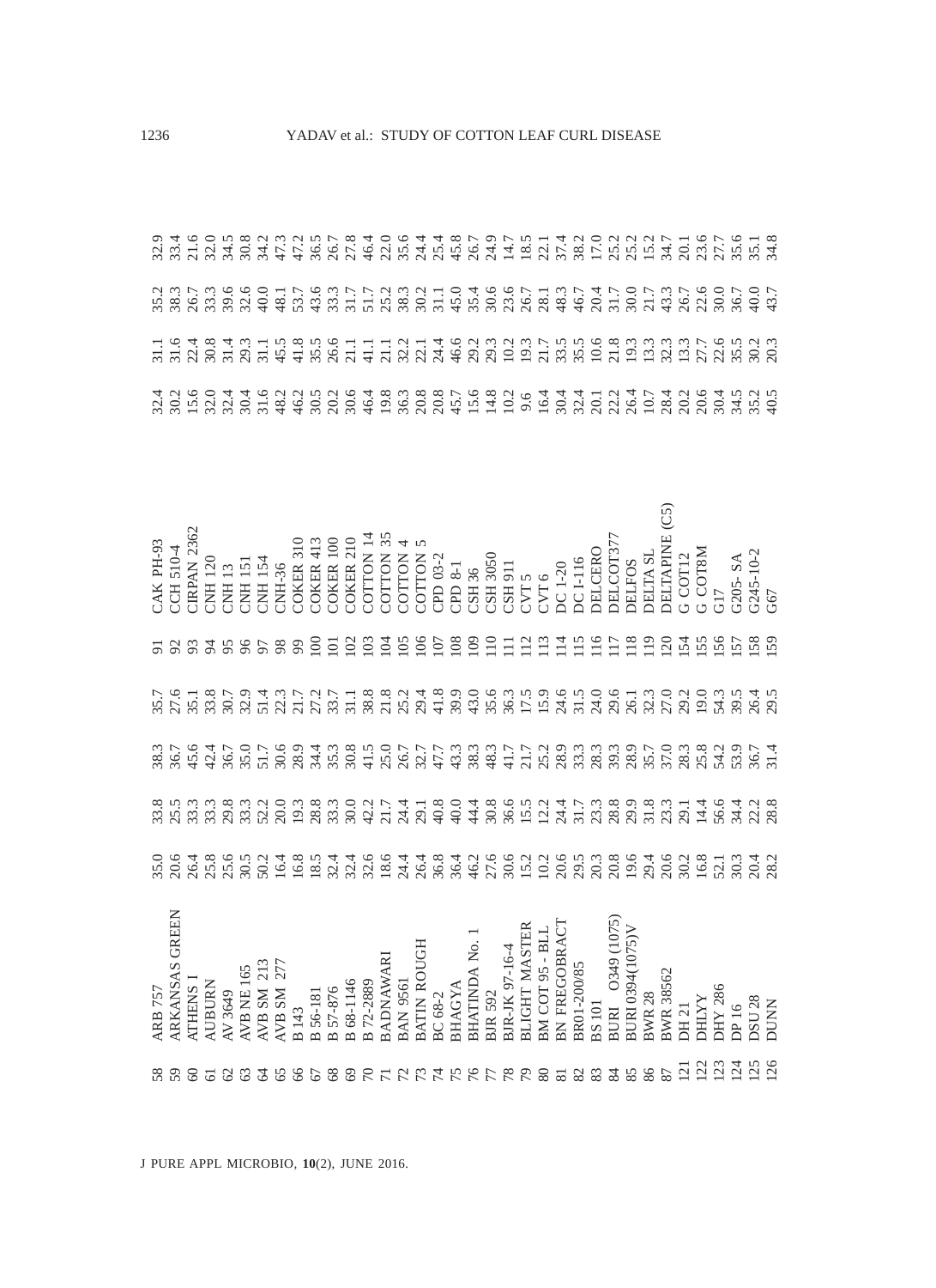| | | | | | | | | | | | |
|---|---|---|---|---|---|---|---|---|---|---|---|
| 58 | ARB 757 | 35.0 | 33.8 | 38.3 | 35.7 | 91 | CAK PH-93 | 32.4 | 31.1 | 35.2 | 32.9 |
| 59 | ARKANSAS GREEN | 20.6 | 25.5 | 36.7 | 27.6 | 92 | CCH 510-4 | 30.2 | 31.6 | 38.3 | 33.4 |
| 60 | ATHENS I | 26.4 | 33.3 | 45.6 | 35.1 | 93 | CIRPAN 2362 | 15.6 | 22.4 | 26.7 | 21.6 |
| 61 | AUBURN | 25.8 | 33.3 | 42.4 | 33.8 | 94 | CNH 120 | 32.0 | 30.8 | 33.3 | 32.0 |
| 62 | AV 3649 | 25.6 | 29.8 | 36.7 | 30.7 | 95 | CNH 13 | 32.4 | 31.4 | 39.6 | 34.5 |
| 63 | AVB NE 165 | 30.5 | 33.3 | 35.0 | 32.9 | 96 | CNH 151 | 30.4 | 29.3 | 32.6 | 30.8 |
| 64 | AVB SM 213 | 50.2 | 52.2 | 51.7 | 51.4 | 97 | CNH 154 | 31.6 | 31.1 | 40.0 | 34.2 |
| 65 | AVB SM 277 | 16.4 | 20.0 | 30.6 | 22.3 | 98 | CNH-36 | 48.2 | 45.5 | 48.1 | 47.3 |
| 66 | B 143 | 16.8 | 19.3 | 28.9 | 21.7 | 99 | COKER 310 | 46.2 | 41.8 | 53.7 | 47.2 |
| 67 | B 56-181 | 18.5 | 28.8 | 34.4 | 27.2 | 100 | COKER 413 | 30.5 | 35.5 | 43.6 | 36.5 |
| 68 | B 57-876 | 32.4 | 33.3 | 35.3 | 33.7 | 101 | COKER 100 | 20.2 | 26.6 | 33.3 | 26.7 |
| 69 | B 68-1146 | 32.4 | 30.0 | 30.8 | 31.1 | 102 | COKER 210 | 30.6 | 21.1 | 31.7 | 27.8 |
| 70 | B 72-2889 | 32.6 | 42.2 | 41.5 | 38.8 | 103 | COTTON 14 | 46.4 | 41.1 | 51.7 | 46.4 |
| 71 | BADNAWARI | 18.6 | 21.7 | 25.0 | 21.8 | 104 | COTTON 35 | 19.8 | 21.1 | 25.2 | 22.0 |
| 72 | BAN 9561 | 24.4 | 24.4 | 26.7 | 25.2 | 105 | COTTON 4 | 36.3 | 32.2 | 38.3 | 35.6 |
| 73 | BATIN ROUGH | 26.4 | 29.1 | 32.7 | 29.4 | 106 | COTTON 5 | 20.8 | 22.1 | 30.2 | 24.4 |
| 74 | BC 68-2 | 36.8 | 40.8 | 47.7 | 41.8 | 107 | CPD 03-2 | 20.8 | 24.4 | 31.1 | 25.4 |
| 75 | BHAGYA | 36.4 | 40.0 | 43.3 | 39.9 | 108 | CPD 8-1 | 45.7 | 46.6 | 45.0 | 45.8 |
| 76 | BHATINDA No. 1 | 46.2 | 44.4 | 38.3 | 43.0 | 109 | CSH 36 | 15.6 | 29.2 | 35.4 | 26.7 |
| 77 | BJR 592 | 27.6 | 30.8 | 48.3 | 35.6 | 110 | CSH 3050 | 14.8 | 29.3 | 30.6 | 24.9 |
| 78 | BJR-JK 97-16-4 | 30.6 | 36.6 | 41.7 | 36.3 | 111 | CSH 911 | 10.2 | 10.2 | 23.6 | 14.7 |
| 79 | BLIGHT MASTER | 15.2 | 15.5 | 21.7 | 17.5 | 112 | CVT 5 | 9.6 | 19.3 | 26.7 | 18.5 |
| 80 | BM COT 95 - BLL | 10.2 | 12.2 | 25.2 | 15.9 | 113 | CVT 6 | 16.4 | 21.7 | 28.1 | 22.1 |
| 81 | BN FREGOBRACT | 20.6 | 24.4 | 28.9 | 24.6 | 114 | DC 1-20 | 30.4 | 33.5 | 48.3 | 37.4 |
| 82 | BR01-200/85 | 29.5 | 31.7 | 33.3 | 31.5 | 115 | DC I-116 | 32.4 | 35.5 | 46.7 | 38.2 |
| 83 | BS 101 | 20.3 | 23.3 | 28.3 | 24.0 | 116 | DELCERO | 20.1 | 10.6 | 20.4 | 17.0 |
| 84 | BURI O349 (1075) | 20.8 | 28.8 | 39.3 | 29.6 | 117 | DELCOT377 | 22.2 | 21.8 | 31.7 | 25.2 |
| 85 | BURI 0394(1075)V | 19.6 | 29.9 | 28.9 | 26.1 | 118 | DELFOS | 26.4 | 19.3 | 30.0 | 25.2 |
| 86 | BWR 28 | 29.4 | 31.8 | 35.7 | 32.3 | 119 | DELTA SL | 10.7 | 13.3 | 21.7 | 15.2 |
| 87 | BWR 38562 | 20.6 | 23.3 | 37.0 | 27.0 | 120 | DELTAPINE (C5) | 28.4 | 32.3 | 43.3 | 34.7 |
| 121 | DH 21 | 30.2 | 29.1 | 28.3 | 29.2 | 154 | G COT12 | 20.2 | 13.3 | 26.7 | 20.1 |
| 122 | DHLYY | 16.8 | 14.4 | 25.8 | 19.0 | 155 | G COT8M | 20.6 | 27.7 | 22.6 | 23.6 |
| 123 | DHY 286 | 52.1 | 56.6 | 54.2 | 54.3 | 156 | G17 | 30.4 | 22.6 | 30.0 | 27.7 |
| 124 | DP 16 | 30.3 | 34.4 | 53.9 | 39.5 | 157 | G205- SA | 34.5 | 35.5 | 36.7 | 35.6 |
| 125 | DSU 28 | 20.4 | 22.2 | 36.7 | 26.4 | 158 | G245-10-2 | 35.2 | 30.2 | 40.0 | 35.1 |
| 126 | DUNN | 28.2 | 28.8 | 31.4 | 29.5 | 159 | G67 | 40.5 | 20.3 | 43.7 | 34.8 |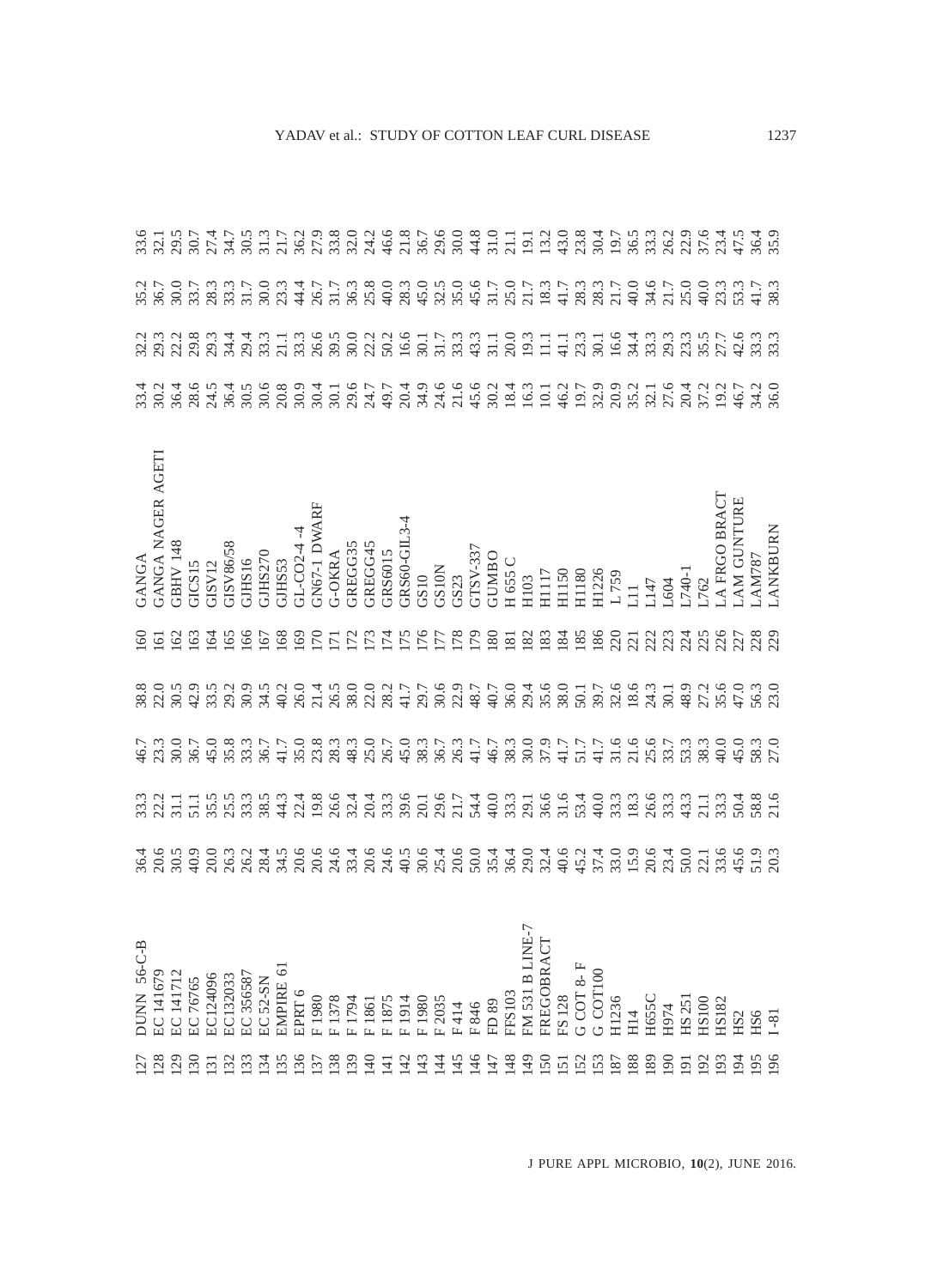| | | | | | | | | | | | | |
|---|---|---|---|---|---|---|---|---|---|---|---|---|
| 127 | DUNN 56-C-B | 36.4 | 33.3 | 46.7 | 38.8 | | 160 | GANGA | 33.4 | 32.2 | 35.2 | 33.6 |
| 128 | EC 141679 | 20.6 | 22.2 | 23.3 | 22.0 | | 161 | GANGA NAGER AGETI | 30.2 | 29.3 | 36.7 | 32.1 |
| 129 | EC 141712 | 30.5 | 31.1 | 30.0 | 30.5 | | 162 | GBHV 148 | 36.4 | 22.2 | 30.0 | 29.5 |
| 130 | EC 76765 | 40.9 | 51.1 | 36.7 | 42.9 | | 163 | GICS15 | 28.6 | 29.8 | 33.7 | 30.7 |
| 131 | EC124096 | 20.0 | 35.5 | 45.0 | 33.5 | | 164 | GISV12 | 24.5 | 29.3 | 28.3 | 27.4 |
| 132 | EC132033 | 26.3 | 25.5 | 35.8 | 29.2 | | 165 | GISV86/58 | 36.4 | 34.4 | 33.3 | 34.7 |
| 133 | EC 356587 | 26.2 | 33.3 | 33.3 | 30.9 | | 166 | GJHS16 | 30.5 | 29.4 | 31.7 | 30.5 |
| 134 | EC 52-SN | 28.4 | 38.5 | 36.7 | 34.5 | | 167 | GJHS270 | 30.6 | 33.3 | 30.0 | 31.3 |
| 135 | EMPIRE 61 | 34.5 | 44.3 | 41.7 | 40.2 | | 168 | GJHS53 | 20.8 | 21.1 | 23.3 | 21.7 |
| 136 | EPRT 6 | 20.6 | 22.4 | 35.0 | 26.0 | | 169 | GL-CO2-4 -4 | 30.9 | 33.3 | 44.4 | 36.2 |
| 137 | F 1980 | 20.6 | 19.8 | 23.8 | 21.4 | | 170 | GN67-1 DWARF | 30.4 | 26.6 | 26.7 | 27.9 |
| 138 | F 1378 | 24.6 | 26.6 | 28.3 | 26.5 | | 171 | G-OKRA | 30.1 | 39.5 | 31.7 | 33.8 |
| 139 | F 1794 | 33.4 | 32.4 | 48.3 | 38.0 | | 172 | GREGG35 | 29.6 | 30.0 | 36.3 | 32.0 |
| 140 | F 1861 | 20.6 | 20.4 | 25.0 | 22.0 | | 173 | GREGG45 | 24.7 | 22.2 | 25.8 | 24.2 |
| 141 | F 1875 | 24.6 | 33.3 | 26.7 | 28.2 | | 174 | GRS6015 | 49.7 | 50.2 | 40.0 | 46.6 |
| 142 | F 1914 | 40.5 | 39.6 | 45.0 | 41.7 | | 175 | GRS60-GIL3-4 | 20.4 | 16.6 | 28.3 | 21.8 |
| 143 | F 1980 | 30.6 | 20.1 | 38.3 | 29.7 | | 176 | GS10 | 34.9 | 30.1 | 45.0 | 36.7 |
| 144 | F 2035 | 25.4 | 29.6 | 36.7 | 30.6 | | 177 | GS10N | 24.6 | 31.7 | 32.5 | 29.6 |
| 145 | F 414 | 20.6 | 21.7 | 26.3 | 22.9 | | 178 | GS23 | 21.6 | 33.3 | 35.0 | 30.0 |
| 146 | F 846 | 50.0 | 54.4 | 41.7 | 48.7 | | 179 | GTSV-337 | 45.6 | 43.3 | 45.6 | 44.8 |
| 147 | FD 89 | 35.4 | 40.0 | 46.7 | 40.7 | | 180 | GUMBO | 30.2 | 31.1 | 31.7 | 31.0 |
| 148 | FFS103 | 36.4 | 33.3 | 38.3 | 36.0 | | 181 | H 655 C | 18.4 | 20.0 | 25.0 | 21.1 |
| 149 | FM 531 B LINE-7 | 29.0 | 29.1 | 30.0 | 29.4 | | 182 | H103 | 16.3 | 19.3 | 21.7 | 19.1 |
| 150 | FREGOBRACT | 32.4 | 36.6 | 37.9 | 35.6 | | 183 | H1117 | 10.1 | 11.1 | 18.3 | 13.2 |
| 151 | FS 128 | 40.6 | 31.6 | 41.7 | 38.0 | | 184 | H1150 | 46.2 | 41.1 | 41.7 | 43.0 |
| 152 | G COT 8- F | 45.2 | 53.4 | 51.7 | 50.1 | | 185 | H1180 | 19.7 | 23.3 | 28.3 | 23.8 |
| 153 | G COT100 | 37.4 | 40.0 | 41.7 | 39.7 | | 186 | H1226 | 32.9 | 30.1 | 28.3 | 30.4 |
| 187 | H1236 | 33.0 | 33.3 | 31.6 | 32.6 | | 220 | L 759 | 20.9 | 16.6 | 21.7 | 19.7 |
| 188 | H14 | 15.9 | 18.3 | 21.6 | 18.6 | | 221 | L11 | 35.2 | 34.4 | 40.0 | 36.5 |
| 189 | H655C | 20.6 | 26.6 | 25.6 | 24.3 | | 222 | L147 | 32.1 | 33.3 | 34.6 | 33.3 |
| 190 | H974 | 23.4 | 33.3 | 33.7 | 30.1 | | 223 | L604 | 27.6 | 29.3 | 21.7 | 26.2 |
| 191 | HS 251 | 50.0 | 43.3 | 53.3 | 48.9 | | 224 | L740-1 | 20.4 | 23.3 | 25.0 | 22.9 |
| 192 | HS100 | 22.1 | 21.1 | 38.3 | 27.2 | | 225 | L762 | 37.2 | 35.5 | 40.0 | 37.6 |
| 193 | HS182 | 33.6 | 33.3 | 40.0 | 35.6 | | 226 | LA FRGO BRACT | 19.2 | 27.7 | 23.3 | 23.4 |
| 194 | HS2 | 45.6 | 50.4 | 45.0 | 47.0 | | 227 | LAM GUNTURE | 46.7 | 42.6 | 53.3 | 47.5 |
| 195 | HS6 | 51.9 | 58.8 | 58.3 | 56.3 | | 228 | LAM787 | 34.2 | 33.3 | 41.7 | 36.4 |
| 196 | I -81 | 20.3 | 21.6 | 27.0 | 23.0 | | 229 | LANKBURN | 36.0 | 33.3 | 38.3 | 35.9 |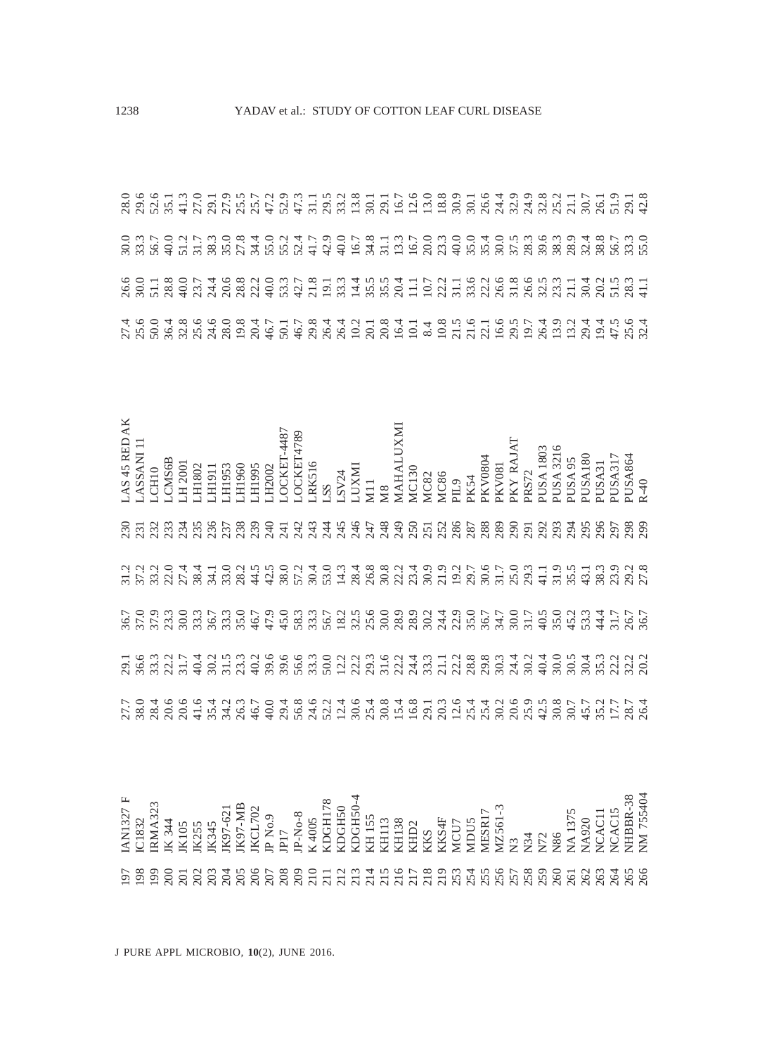| | | | | | |
|---|---|---|---|---|---|
| 197 | IAN1327 F | 27.7 | 29.1 | 36.7 | 31.2 |
| 198 | IC1832 | 38.0 | 36.6 | 37.0 | 37.2 |
| 199 | IRMA323 | 28.4 | 33.3 | 37.9 | 33.2 |
| 200 | JK 344 | 20.6 | 22.2 | 23.3 | 22.0 |
| 201 | JK105 | 20.6 | 31.7 | 30.0 | 27.4 |
| 202 | JK255 | 41.6 | 40.4 | 33.3 | 38.4 |
| 203 | JK345 | 35.4 | 30.2 | 36.7 | 34.1 |
| 204 | JK97-621 | 34.2 | 31.5 | 33.3 | 33.0 |
| 205 | JK97-MB | 26.3 | 23.3 | 35.0 | 28.2 |
| 206 | JKCL702 | 46.7 | 40.2 | 46.7 | 44.5 |
| 207 | JP No.9 | 40.0 | 39.6 | 47.9 | 42.5 |
| 208 | JP17 | 29.4 | 39.6 | 45.0 | 38.0 |
| 209 | JP-No-8 | 56.8 | 56.6 | 58.3 | 57.2 |
| 210 | K 4005 | 24.6 | 33.3 | 33.3 | 30.4 |
| 211 | KDGH178 | 52.2 | 50.0 | 56.7 | 53.0 |
| 212 | KDGH50 | 12.4 | 12.2 | 18.2 | 14.3 |
| 213 | KDGH50-4 | 30.6 | 22.2 | 32.5 | 28.4 |
| 214 | KH 155 | 25.4 | 29.3 | 25.6 | 26.8 |
| 215 | KH113 | 30.8 | 31.6 | 30.0 | 30.8 |
| 216 | KH138 | 15.4 | 22.2 | 28.9 | 22.2 |
| 217 | KHD2 | 16.8 | 24.4 | 28.9 | 23.4 |
| 218 | KKS | 29.1 | 33.3 | 30.2 | 30.9 |
| 219 | KKS4F | 20.3 | 21.1 | 24.4 | 21.9 |
| 253 | MCU7 | 12.6 | 22.2 | 22.9 | 19.2 |
| 254 | MDU5 | 25.4 | 28.8 | 35.0 | 29.7 |
| 255 | MESR17 | 25.4 | 29.8 | 36.7 | 30.6 |
| 256 | MZ561-3 | 30.2 | 30.3 | 34.7 | 31.7 |
| 257 | N3 | 20.6 | 24.4 | 30.0 | 25.0 |
| 258 | N34 | 25.9 | 30.2 | 31.7 | 29.3 |
| 259 | N72 | 42.5 | 40.4 | 40.5 | 41.1 |
| 260 | N86 | 30.8 | 30.0 | 35.0 | 31.9 |
| 261 | NA 1375 | 30.7 | 30.5 | 45.2 | 35.5 |
| 262 | NA920 | 45.7 | 30.4 | 53.3 | 43.1 |
| 263 | NCAC11 | 35.2 | 35.3 | 44.4 | 38.3 |
| 264 | NCAC15 | 17.7 | 22.2 | 31.7 | 23.9 |
| 265 | NHBBR-38 | 28.7 | 32.2 | 26.7 | 29.2 |
| 266 | NM 755404 | 26.4 | 20.2 | 36.7 | 27.8 |
| 230 | LAS 45 REDAK | 27.4 | 26.6 | 30.0 | 28.0 |
| 231 | LASSANI 11 | 25.6 | 30.0 | 33.3 | 29.6 |
| 232 | LCH10 | 50.0 | 51.1 | 56.7 | 52.6 |
| 233 | LCMS6B | 36.4 | 28.8 | 40.0 | 35.1 |
| 234 | LH 2001 | 32.8 | 40.0 | 51.2 | 41.3 |
| 235 | LH1802 | 25.6 | 23.7 | 31.7 | 27.0 |
| 236 | LH1911 | 24.6 | 24.4 | 38.3 | 29.1 |
| 237 | LH1953 | 28.0 | 20.6 | 35.0 | 27.9 |
| 238 | LH1960 | 19.8 | 28.8 | 27.8 | 25.5 |
| 239 | LH1995 | 20.4 | 22.2 | 34.4 | 25.7 |
| 240 | LH2002 | 46.7 | 40.0 | 55.0 | 47.2 |
| 241 | LOCKET-4487 | 50.1 | 53.3 | 55.2 | 52.9 |
| 242 | LOCKET4789 | 46.7 | 42.7 | 52.4 | 47.3 |
| 243 | LRK516 | 29.8 | 21.8 | 41.7 | 31.1 |
| 244 | LSS | 26.4 | 19.1 | 42.9 | 29.5 |
| 245 | LSV24 | 26.4 | 33.3 | 40.0 | 33.2 |
| 246 | LUXMI | 10.2 | 14.4 | 16.7 | 13.8 |
| 247 | M11 | 20.1 | 35.5 | 34.8 | 30.1 |
| 248 | M8 | 20.8 | 35.5 | 31.1 | 29.1 |
| 249 | MAHALUXMI | 16.4 | 20.4 | 13.3 | 16.7 |
| 250 | MC130 | 10.1 | 11.1 | 16.7 | 12.6 |
| 251 | MC82 | 8.4 | 10.7 | 20.0 | 13.0 |
| 252 | MC86 | 10.8 | 22.2 | 23.3 | 18.8 |
| 286 | PIL9 | 21.5 | 31.1 | 40.0 | 30.9 |
| 287 | PK54 | 21.6 | 33.6 | 35.0 | 30.1 |
| 288 | PKV0804 | 22.1 | 22.2 | 35.4 | 26.6 |
| 289 | PKV081 | 16.6 | 26.6 | 30.0 | 24.4 |
| 290 | PKY RAJAT | 29.5 | 31.8 | 37.5 | 32.9 |
| 291 | PRS72 | 19.7 | 26.6 | 28.3 | 24.9 |
| 292 | PUSA 1803 | 26.4 | 32.5 | 39.6 | 32.8 |
| 293 | PUSA 3216 | 13.9 | 23.3 | 38.3 | 25.2 |
| 294 | PUSA 95 | 13.2 | 21.1 | 28.9 | 21.1 |
| 295 | PUSA180 | 29.4 | 30.4 | 32.4 | 30.7 |
| 296 | PUSA31 | 19.4 | 20.2 | 38.8 | 26.1 |
| 297 | PUSA317 | 47.5 | 51.5 | 56.7 | 51.9 |
| 298 | PUSA864 | 25.6 | 28.3 | 33.3 | 29.1 |
| 299 | R-40 | 32.4 | 41.1 | 55.0 | 42.8 |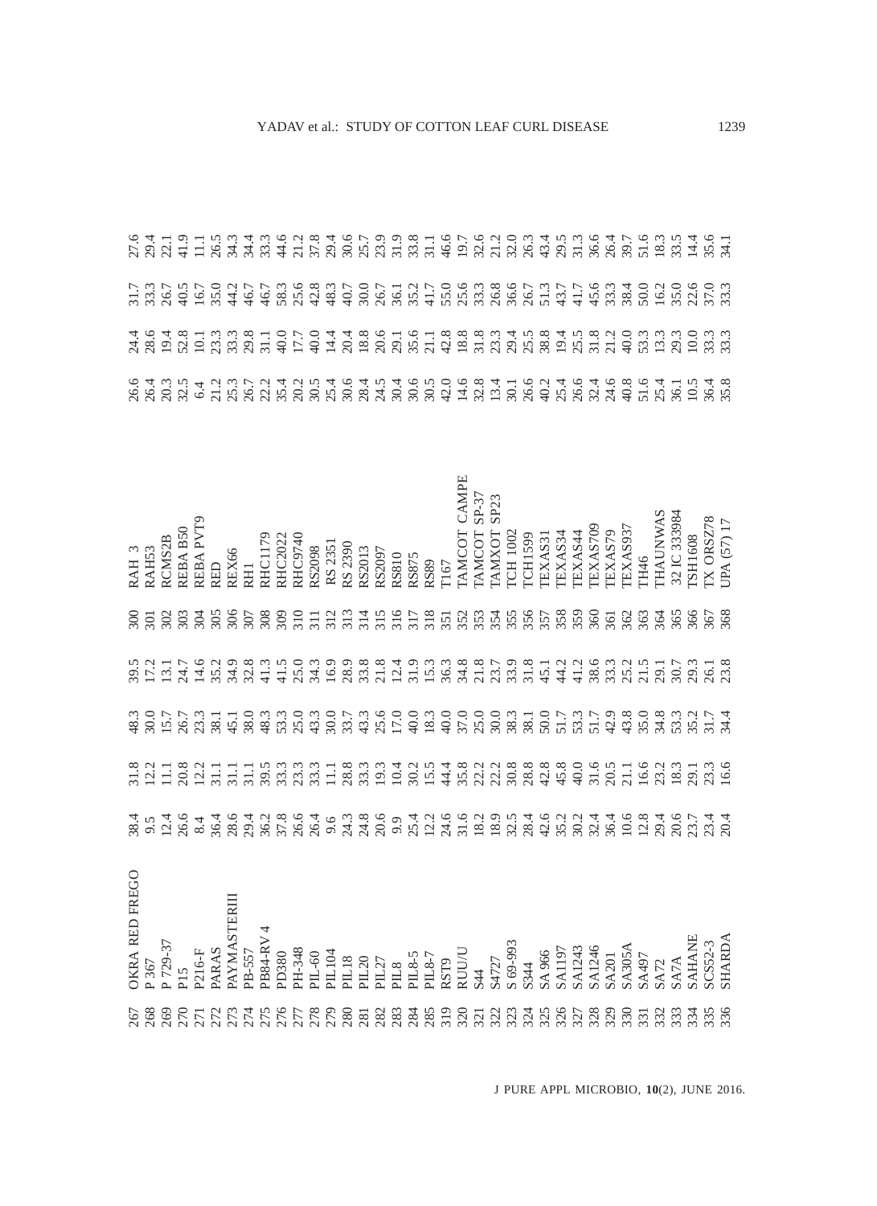| | | | | | | | | | | | |
|---|---|---|---|---|---|---|---|---|---|---|---|
| 267 | OKRA RED FREGO | 38.4 | 31.8 | 48.3 | 39.5 | 300 | RAH 3 | 26.6 | 24.4 | 31.7 | 27.6 |
| 268 | P 367 | 9.5 | 12.2 | 30.0 | 17.2 | 301 | RAH53 | 26.4 | 28.6 | 33.3 | 29.4 |
| 269 | P 729-37 | 12.4 | 11.1 | 15.7 | 13.1 | 302 | RCMS2B | 20.3 | 19.4 | 26.7 | 22.1 |
| 270 | P15 | 26.6 | 20.8 | 26.7 | 24.7 | 303 | REBA B50 | 32.5 | 52.8 | 40.5 | 41.9 |
| 271 | P216-F | 8.4 | 12.2 | 23.3 | 14.6 | 304 | REBA PVT9 | 6.4 | 10.1 | 16.7 | 11.1 |
| 272 | PARAS | 36.4 | 31.1 | 38.1 | 35.2 | 305 | RED | 21.2 | 23.3 | 35.0 | 26.5 |
| 273 | PAYMASTERIII | 28.6 | 31.1 | 45.1 | 34.9 | 306 | REX66 | 25.3 | 33.3 | 44.2 | 34.3 |
| 274 | PB-557 | 29.4 | 31.1 | 38.0 | 32.8 | 307 | RH1 | 26.7 | 29.8 | 46.7 | 34.4 |
| 275 | PB84-RV 4 | 36.2 | 39.5 | 48.3 | 41.3 | 308 | RHC1179 | 22.2 | 31.1 | 46.7 | 33.3 |
| 276 | PD380 | 37.8 | 33.3 | 53.3 | 41.5 | 309 | RHC2022 | 35.4 | 40.0 | 58.3 | 44.6 |
| 277 | PH-348 | 26.6 | 23.3 | 25.0 | 25.0 | 310 | RHC9740 | 20.2 | 17.7 | 25.6 | 21.2 |
| 278 | PIL-60 | 26.4 | 33.3 | 43.3 | 34.3 | 311 | RS2098 | 30.5 | 40.0 | 42.8 | 37.8 |
| 279 | PIL104 | 9.6 | 11.1 | 30.0 | 16.9 | 312 | RS 2351 | 25.4 | 14.4 | 48.3 | 29.4 |
| 280 | PIL18 | 24.3 | 28.8 | 33.7 | 28.9 | 313 | RS 2390 | 30.6 | 20.4 | 40.7 | 30.6 |
| 281 | PIL20 | 24.8 | 33.3 | 43.3 | 33.8 | 314 | RS2013 | 28.4 | 18.8 | 30.0 | 25.7 |
| 282 | PIL27 | 20.6 | 19.3 | 25.6 | 21.8 | 315 | RS2097 | 24.5 | 20.6 | 26.7 | 23.9 |
| 283 | PIL8 | 9.9 | 10.4 | 17.0 | 12.4 | 316 | RS810 | 30.4 | 29.1 | 36.1 | 31.9 |
| 284 | PIL8-5 | 25.4 | 30.2 | 40.0 | 31.9 | 317 | RS875 | 30.6 | 35.6 | 35.2 | 33.8 |
| 285 | PIL8-7 | 12.2 | 15.5 | 18.3 | 15.3 | 318 | RS89 | 30.5 | 21.1 | 41.7 | 31.1 |
| 319 | RST9 | 24.6 | 44.4 | 40.0 | 36.3 | 351 | T167 | 42.0 | 42.8 | 55.0 | 46.6 |
| 320 | RUU/U | 31.6 | 35.8 | 37.0 | 34.8 | 352 | TAMCOT CAMPE | 14.6 | 18.8 | 25.6 | 19.7 |
| 321 | S44 | 18.2 | 22.2 | 25.0 | 21.8 | 353 | TAMCOT SP-37 | 32.8 | 31.8 | 33.3 | 32.6 |
| 322 | S4727 | 18.9 | 22.2 | 30.0 | 23.7 | 354 | TAMXOT SP23 | 13.4 | 23.3 | 26.8 | 21.2 |
| 323 | S 69-993 | 32.5 | 30.8 | 38.3 | 33.9 | 355 | TCH 1002 | 30.1 | 29.4 | 36.6 | 32.0 |
| 324 | S344 | 28.4 | 28.8 | 38.1 | 31.8 | 356 | TCH1599 | 26.6 | 25.5 | 26.7 | 26.3 |
| 325 | SA 966 | 42.6 | 42.8 | 50.0 | 45.1 | 357 | TEXAS31 | 40.2 | 38.8 | 51.3 | 43.4 |
| 326 | SA1197 | 35.2 | 45.8 | 51.7 | 44.2 | 358 | TEXAS34 | 25.4 | 19.4 | 43.7 | 29.5 |
| 327 | SA1243 | 30.2 | 40.0 | 53.3 | 41.2 | 359 | TEXAS44 | 26.6 | 25.5 | 41.7 | 31.3 |
| 328 | SA1246 | 32.4 | 31.6 | 51.7 | 38.6 | 360 | TEXAS709 | 32.4 | 31.8 | 45.6 | 36.6 |
| 329 | SA201 | 36.4 | 20.5 | 42.9 | 33.3 | 361 | TEXAS79 | 24.6 | 21.2 | 33.3 | 26.4 |
| 330 | SA305A | 10.6 | 21.1 | 43.8 | 25.2 | 362 | TEXAS937 | 40.8 | 40.0 | 38.4 | 39.7 |
| 331 | SA497 | 12.8 | 16.6 | 35.0 | 21.5 | 363 | TH46 | 51.6 | 53.3 | 50.0 | 51.6 |
| 332 | SA72 | 29.4 | 23.2 | 34.8 | 29.1 | 364 | THAUNWAS | 25.4 | 13.3 | 16.2 | 18.3 |
| 333 | SA7A | 20.6 | 18.3 | 53.3 | 30.7 | 365 | 32 IC 333984 | 36.1 | 29.3 | 35.0 | 33.5 |
| 334 | SAHANE | 23.7 | 29.1 | 35.2 | 29.3 | 366 | TSH1608 | 10.5 | 10.0 | 22.6 | 14.4 |
| 335 | SC52-3 | 23.4 | 23.3 | 31.7 | 26.1 | 367 | TX ORSZ78 | 36.4 | 33.3 | 37.0 | 35.6 |
| 336 | SHARDA | 20.4 | 16.6 | 34.4 | 23.8 | 368 | UPA (57) 17 | 35.8 | 33.3 | 33.3 | 34.1 |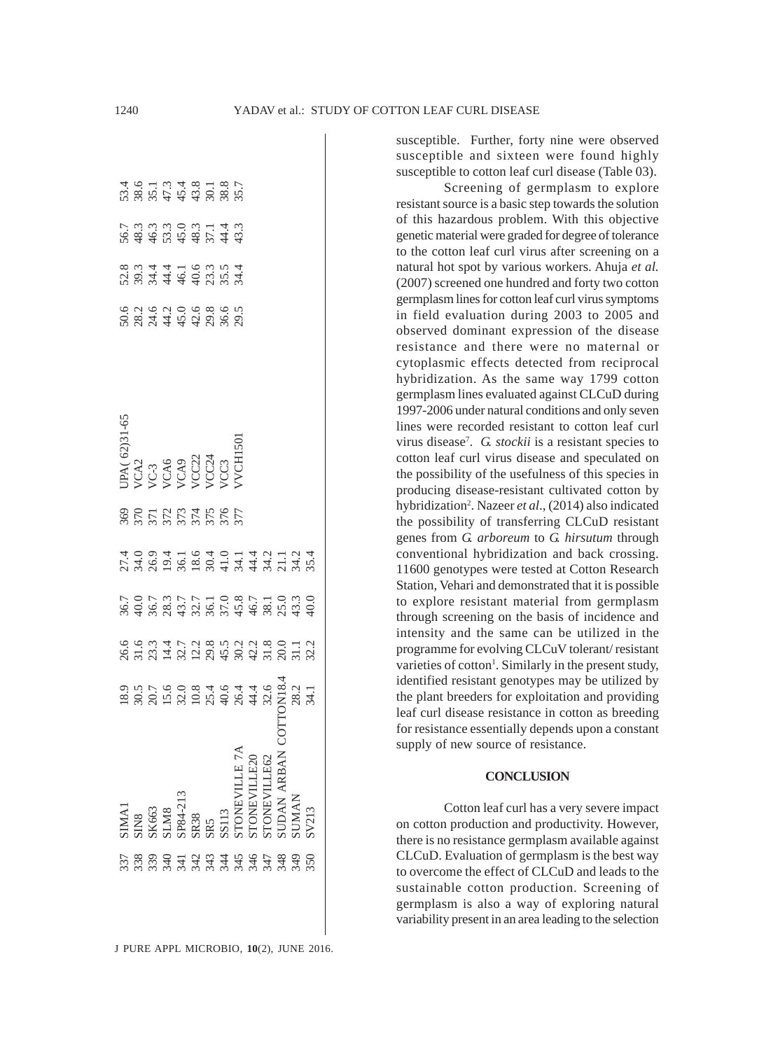| | | | | | | | | | | | |
|---|---|---|---|---|---|---|---|---|---|---|---|
| 337 | SIMA1 | 18.9 | 26.6 | 36.7 | 27.4 | 369 | UPA( 62)31-65 | 50.6 | 52.8 | 56.7 | 53.4 |
| 338 | SIN8 | 30.5 | 31.6 | 40.0 | 34.0 | 370 | VCA2 | 28.2 | 39.3 | 48.3 | 38.6 |
| 339 | SK663 | 20.7 | 23.3 | 36.7 | 26.9 | 371 | VC-3 | 24.6 | 34.4 | 46.3 | 35.1 |
| 340 | SLM8 | 15.6 | 14.4 | 28.3 | 19.4 | 372 | VCA6 | 44.2 | 44.4 | 53.3 | 47.3 |
| 341 | SP84-213 | 32.0 | 32.7 | 43.7 | 36.1 | 373 | VCA9 | 45.0 | 46.1 | 45.0 | 45.4 |
| 342 | SR38 | 10.8 | 12.2 | 32.7 | 18.6 | 374 | VCC22 | 42.6 | 40.6 | 48.3 | 43.8 |
| 343 | SR5 | 25.4 | 29.8 | 36.1 | 30.4 | 375 | VCC24 | 29.8 | 23.3 | 37.1 | 30.1 |
| 344 | SS113 | 40.6 | 45.5 | 37.0 | 41.0 | 376 | VCC3 | 36.6 | 35.5 | 44.4 | 38.8 |
| 345 | STONEVILLE 7A | 26.4 | 30.2 | 45.8 | 34.1 | 377 | VVCH1501 | 29.5 | 34.4 | 43.3 | 35.7 |
| 346 | STONEVILLE20 | 44.4 | 42.2 | 46.7 | 44.4 | | | | | | |
| 347 | STONEVILLE62 | 32.6 | 31.8 | 38.1 | 34.2 | | | | | | |
| 348 | SUDAN ARBAN COTTON | 18.4 | 20.0 | 25.0 | 21.1 | | | | | | |
| 349 | SUMAN | 28.2 | 31.1 | 43.3 | 34.2 | | | | | | |
| 350 | SV213 | 34.1 | 32.2 | 40.0 | 35.4 | | | | | | |

susceptible. Further, forty nine were observed susceptible and sixteen were found highly susceptible to cotton leaf curl disease (Table 03).

Screening of germplasm to explore resistant source is a basic step towards the solution of this hazardous problem. With this objective genetic material were graded for degree of tolerance to the cotton leaf curl virus after screening on a natural hot spot by various workers. Ahuja *et al.* (2007) screened one hundred and forty two cotton germplasm lines for cotton leaf curl virus symptoms in field evaluation during 2003 to 2005 and observed dominant expression of the disease resistance and there were no maternal or cytoplasmic effects detected from reciprocal hybridization. As the same way 1799 cotton germplasm lines evaluated against CLCuD during 1997-2006 under natural conditions and only seven lines were recorded resistant to cotton leaf curl virus disease[7]. *G. stockii* is a resistant species to cotton leaf curl virus disease and speculated on the possibility of the usefulness of this species in producing disease-resistant cultivated cotton by hybridization[2]. Nazeer *et al*., (2014) also indicated the possibility of transferring CLCuD resistant genes from *G. arboreum* to *G. hirsutum* through conventional hybridization and back crossing. 11600 genotypes were tested at Cotton Research Station, Vehari and demonstrated that it is possible to explore resistant material from germplasm through screening on the basis of incidence and intensity and the same can be utilized in the programme for evolving CLCuV tolerant/ resistant varieties of cotton[1]. Similarly in the present study, identified resistant genotypes may be utilized by the plant breeders for exploitation and providing leaf curl disease resistance in cotton as breeding for resistance essentially depends upon a constant supply of new source of resistance.

## CONCLUSION

Cotton leaf curl has a very severe impact on cotton production and productivity. However, there is no resistance germplasm available against CLCuD. Evaluation of germplasm is the best way to overcome the effect of CLCuD and leads to the sustainable cotton production. Screening of germplasm is also a way of exploring natural variability present in an area leading to the selection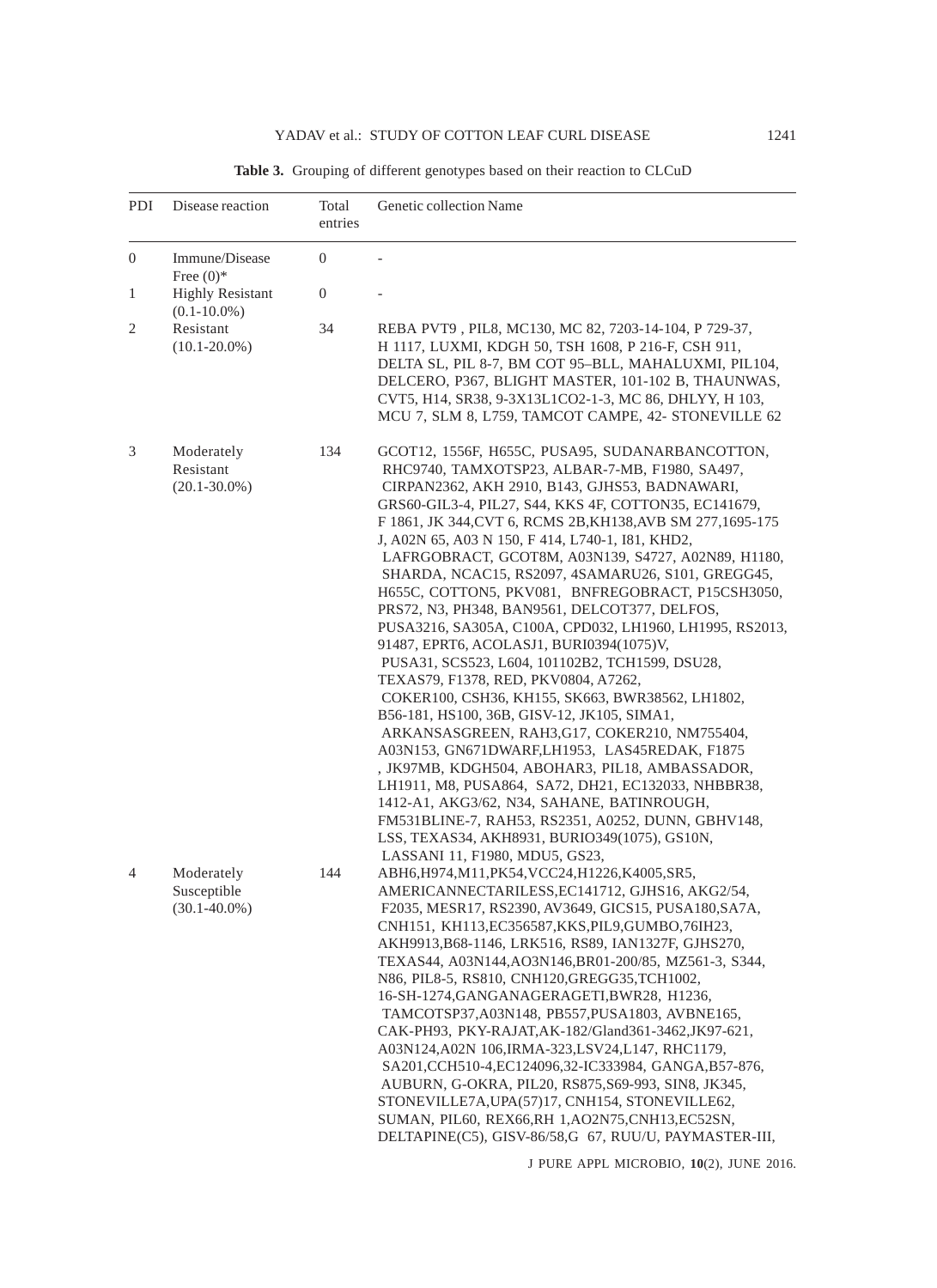**Table 3.** Grouping of different genotypes based on their reaction to CLCuD

| PDI | Disease reaction | Total entries | Genetic collection Name |
|---|---|---|---|
| 0 | Immune/Disease Free (0)* | 0 | - |
| 1 | Highly Resistant (0.1-10.0%) | 0 | - |
| 2 | Resistant (10.1-20.0%) | 34 | REBA PVT9 , PIL8, MC130, MC 82, 7203-14-104, P 729-37, H 1117, LUXMI, KDGH 50, TSH 1608, P 216-F, CSH 911, DELTA SL, PIL 8-7, BM COT 95–BLL, MAHALUXMI, PIL104, DELCERO, P367, BLIGHT MASTER, 101-102 B, THAUNWAS, CVT5, H14, SR38, 9-3X13L1CO2-1-3, MC 86, DHLYY, H 103, MCU 7, SLM 8, L759, TAMCOT CAMPE, 42- STONEVILLE 62 |
| 3 | Moderately Resistant (20.1-30.0%) | 134 | GCOT12, 1556F, H655C, PUSA95, SUDANARBANCOTTON, RHC9740, TAMXOTSP23, ALBAR-7-MB, F1980, SA497, CIRPAN2362, AKH 2910, B143, GJHS53, BADNAWARI, GRS60-GIL3-4, PIL27, S44, KKS 4F, COTTON35, EC141679, F 1861, JK 344,CVT 6, RCMS 2B,KH138,AVB SM 277,1695-175 J, A02N 65, A03 N 150, F 414, L740-1, I81, KHD2, LAFRGOBRACT, GCOT8M, A03N139, S4727, A02N89, H1180, SHARDA, NCAC15, RS2097, 4SAMARU26, S101, GREGG45, H655C, COTTON5, PKV081, BNFREGOBRACT, P15CSH3050, PRS72, N3, PH348, BAN9561, DELCOT377, DELFOS, PUSA3216, SA305A, C100A, CPD032, LH1960, LH1995, RS2013, 91487, EPRT6, ACOLASJ1, BURI0394(1075)V, PUSA31, SCS523, L604, 101102B2, TCH1599, DSU28, TEXAS79, F1378, RED, PKV0804, A7262, COKER100, CSH36, KH155, SK663, BWR38562, LH1802, B56-181, HS100, 36B, GISV-12, JK105, SIMA1, ARKANSASGREEN, RAH3,G17, COKER210, NM755404, A03N153, GN671DWARF,LH1953, LAS45REDAK, F1875 , JK97MB, KDGH504, ABOHAR3, PIL18, AMBASSADOR, LH1911, M8, PUSA864, SA72, DH21, EC132033, NHBBR38, 1412-A1, AKG3/62, N34, SAHANE, BATINROUGH, FM531BLINE-7, RAH53, RS2351, A0252, DUNN, GBHV148, LSS, TEXAS34, AKH8931, BURIO349(1075), GS10N, LASSANI 11, F1980, MDU5, GS23, |
| 4 | Moderately Susceptible (30.1-40.0%) | 144 | ABH6,H974,M11,PK54,VCC24,H1226,K4005,SR5, AMERICANNECTARILESS,EC141712, GJHS16, AKG2/54, F2035, MESR17, RS2390, AV3649, GICS15, PUSA180,SA7A, CNH151, KH113,EC356587,KKS,PIL9,GUMBO,76IH23, AKH9913,B68-1146, LRK516, RS89, IAN1327F, GJHS270, TEXAS44, A03N144,AO3N146,BR01-200/85, MZ561-3, S344, N86, PIL8-5, RS810, CNH120,GREGG35,TCH1002, 16-SH-1274,GANGANAGERAGETI,BWR28, H1236, TAMCOTSP37,A03N148, PB557,PUSA1803, AVBNE165, CAK-PH93, PKY-RAJAT,AK-182/Gland361-3462,JK97-621, A03N124,A02N 106,IRMA-323,LSV24,L147, RHC1179, SA201,CCH510-4,EC124096,32-IC333984, GANGA,B57-876, AUBURN, G-OKRA, PIL20, RS875,S69-993, SIN8, JK345, STONEVILLE7A,UPA(57)17, CNH154, STONEVILLE62, SUMAN, PIL60, REX66,RH 1,AO2N75,CNH13,EC52SN, DELTAPINE(C5), GISV-86/58,G 67, RUU/U, PAYMASTER-III, |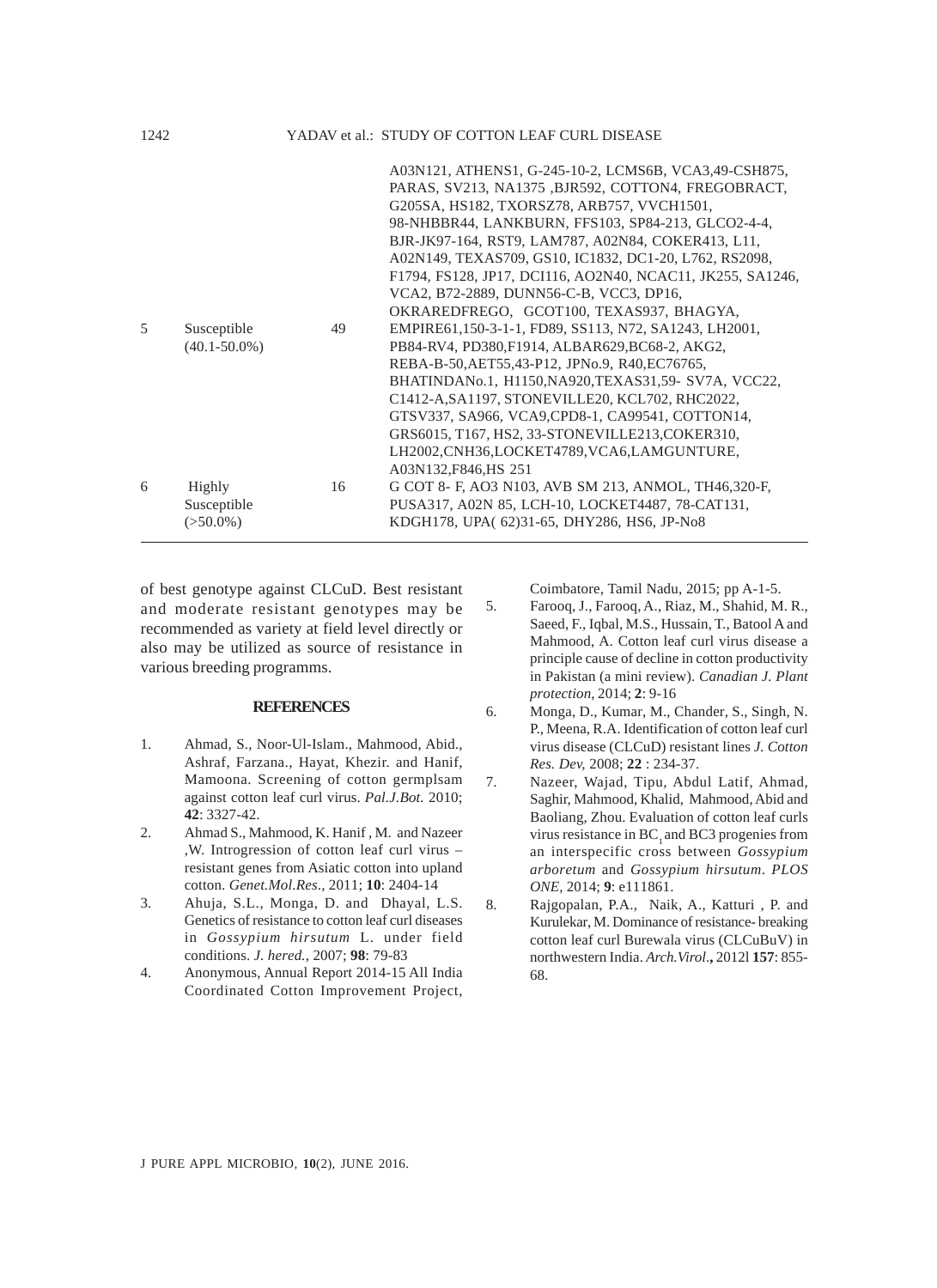| | | | |
|---|---|---|---|
| | | | A03N121, ATHENS1, G-245-10-2, LCMS6B, VCA3,49-CSH875, PARAS, SV213, NA1375 ,BJR592, COTTON4, FREGOBRACT, G205SA, HS182, TXORSZ78, ARB757, VVCH1501, 98-NHBBR44, LANKBURN, FFS103, SP84-213, GLCO2-4-4, BJR-JK97-164, RST9, LAM787, A02N84, COKER413, L11, A02N149, TEXAS709, GS10, IC1832, DC1-20, L762, RS2098, F1794, FS128, JP17, DCI116, AO2N40, NCAC11, JK255, SA1246, VCA2, B72-2889, DUNN56-C-B, VCC3, DP16, OKRAREDFREGO, GCOT100, TEXAS937, BHAGYA, |
| 5 | Susceptible (40.1-50.0%) | 49 | EMPIRE61,150-3-1-1, FD89, SS113, N72, SA1243, LH2001, PB84-RV4, PD380,F1914, ALBAR629,BC68-2, AKG2, REBA-B-50,AET55,43-P12, JPNo.9, R40,EC76765, BHATINDANo.1, H1150,NA920,TEXAS31,59- SV7A, VCC22, C1412-A,SA1197, STONEVILLE20, KCL702, RHC2022, GTSV337, SA966, VCA9,CPD8-1, CA99541, COTTON14, GRS6015, T167, HS2, 33-STONEVILLE213,COKER310, LH2002,CNH36,LOCKET4789,VCA6,LAMGUNTURE, A03N132,F846,HS 251 |
| 6 | Highly Susceptible (>50.0%) | 16 | G COT 8- F, AO3 N103, AVB SM 213, ANMOL, TH46,320-F, PUSA317, A02N 85, LCH-10, LOCKET4487, 78-CAT131, KDGH178, UPA( 62)31-65, DHY286, HS6, JP-No8 |

of best genotype against CLCuD. Best resistant and moderate resistant genotypes may be recommended as variety at field level directly or also may be utilized as source of resistance in various breeding programms.

## REFERENCES

1. Ahmad, S., Noor-Ul-Islam., Mahmood, Abid., Ashraf, Farzana., Hayat, Khezir. and Hanif, Mamoona. Screening of cotton germplsam against cotton leaf curl virus. *Pal.J.Bot.* 2010; **42**: 3327-42.
2. Ahmad S., Mahmood, K. Hanif , M. and Nazeer ,W. Introgression of cotton leaf curl virus – resistant genes from Asiatic cotton into upland cotton. *Genet.Mol.Res*., 2011; **10**: 2404-14
3. Ahuja, S.L., Monga, D. and Dhayal, L.S. Genetics of resistance to cotton leaf curl diseases in *Gossypium hirsutum* L. under field conditions. *J. hered.*, 2007; **98**: 79-83
4. Anonymous, Annual Report 2014-15 All India Coordinated Cotton Improvement Project, Coimbatore, Tamil Nadu, 2015; pp A-1-5.
5. Farooq, J., Farooq, A., Riaz, M., Shahid, M. R., Saeed, F., Iqbal, M.S., Hussain, T., Batool A and Mahmood, A. Cotton leaf curl virus disease a principle cause of decline in cotton productivity in Pakistan (a mini review). *Canadian J. Plant protection*, 2014; **2**: 9-16
6. Monga, D., Kumar, M., Chander, S., Singh, N. P., Meena, R.A. Identification of cotton leaf curl virus disease (CLCuD) resistant lines *J. Cotton Res. Dev,* 2008; **22** : 234-37.
7. Nazeer, Wajad, Tipu, Abdul Latif, Ahmad, Saghir, Mahmood, Khalid, Mahmood, Abid and Baoliang, Zhou. Evaluation of cotton leaf curls virus resistance in $BC_1$ and BC3 progenies from an interspecific cross between *Gossypium arboretum* and *Gossypium hirsutum*. *PLOS ONE,* 2014; **9**: e111861.
8. Rajgopalan, P.A., Naik, A., Katturi , P. and Kurulekar, M. Dominance of resistance- breaking cotton leaf curl Burewala virus (CLCuBuV) in northwestern India. *Arch.Virol*.**,** 2012l **157**: 855-68.